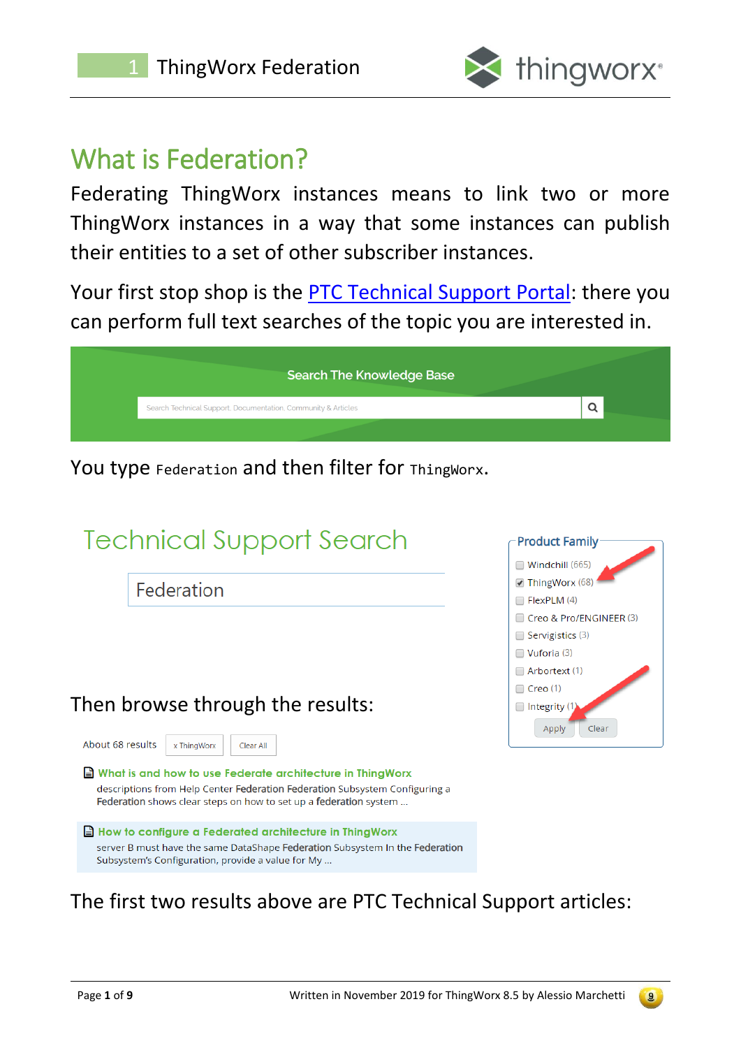# What is Federation?

Federating ThingWorx instances means to link two or more ThingWorx instances in a way that some instances can publish their entities to a set of other subscriber instances.

Your first stop shop is the [PTC Technical Support Portal](): there you can perform full text searches of the topic you are interested in.

You type `Federation` and then filter for `ThingWorx`.

Then browse through the results:

The first two results above are PTC Technical Support articles: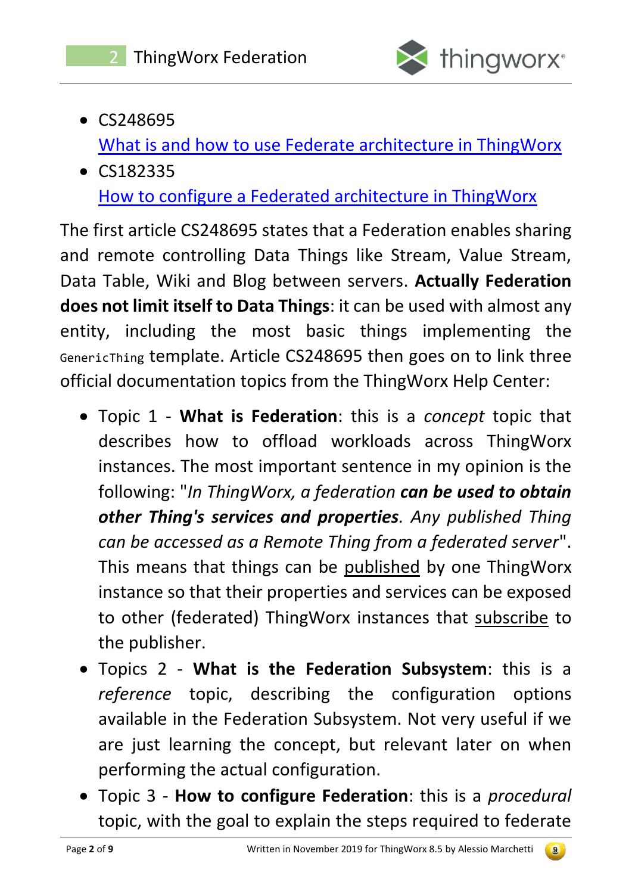- CS248695
  [What is and how to use Federate architecture in ThingWorx]()
- CS182335
  [How to configure a Federated architecture in ThingWorx]()

The first article CS248695 states that a Federation enables sharing and remote controlling Data Things like Stream, Value Stream, Data Table, Wiki and Blog between servers. **Actually Federation does not limit itself to Data Things**: it can be used with almost any entity, including the most basic things implementing the `GenericThing` template. Article CS248695 then goes on to link three official documentation topics from the ThingWorx Help Center:

- Topic 1 - **What is Federation**: this is a *concept* topic that describes how to offload workloads across ThingWorx instances. The most important sentence in my opinion is the following: "*In ThingWorx, a federation* ***can be used to obtain other Thing's services and properties****. Any published Thing can be accessed as a Remote Thing from a federated server*". This means that things can be <u>published</u> by one ThingWorx instance so that their properties and services can be exposed to other (federated) ThingWorx instances that <u>subscribe</u> to the publisher.
- Topics 2 - **What is the Federation Subsystem**: this is a *reference* topic, describing the configuration options available in the Federation Subsystem. Not very useful if we are just learning the concept, but relevant later on when performing the actual configuration.
- Topic 3 - **How to configure Federation**: this is a *procedural* topic, with the goal to explain the steps required to federate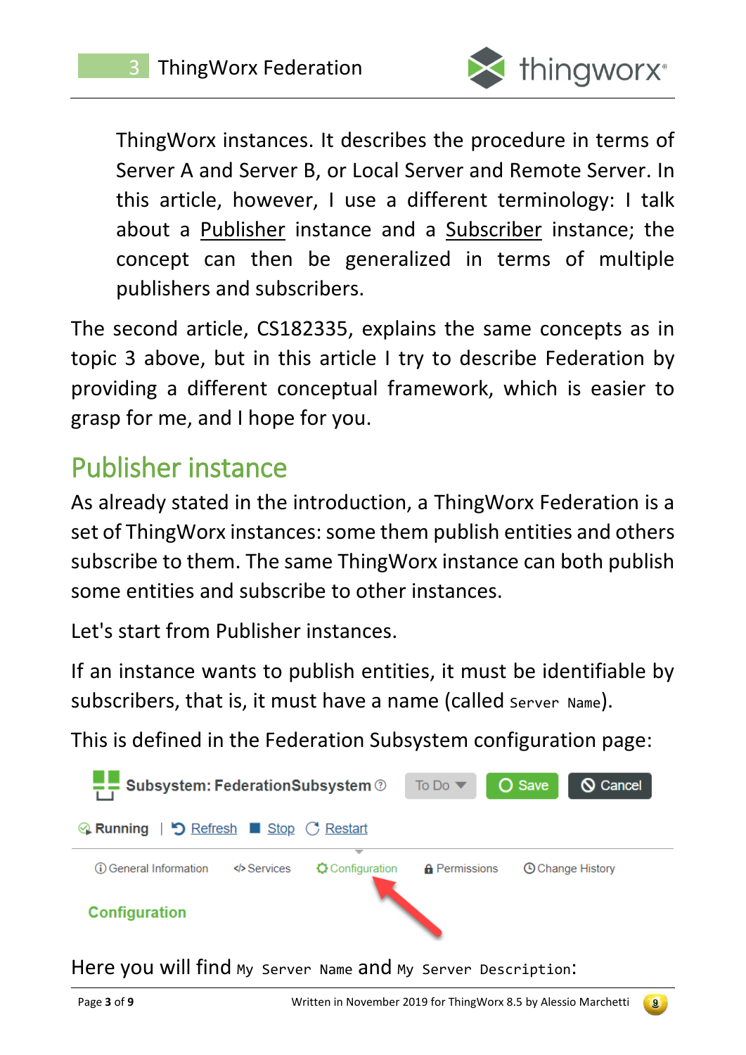ThingWorx instances. It describes the procedure in terms of Server A and Server B, or Local Server and Remote Server. In this article, however, I use a different terminology: I talk about a Publisher instance and a Subscriber instance; the concept can then be generalized in terms of multiple publishers and subscribers.

The second article, CS182335, explains the same concepts as in topic 3 above, but in this article I try to describe Federation by providing a different conceptual framework, which is easier to grasp for me, and I hope for you.

## Publisher instance

As already stated in the introduction, a ThingWorx Federation is a set of ThingWorx instances: some them publish entities and others subscribe to them. The same ThingWorx instance can both publish some entities and subscribe to other instances.

Let's start from Publisher instances.

If an instance wants to publish entities, it must be identifiable by subscribers, that is, it must have a name (called `Server Name`).

This is defined in the Federation Subsystem configuration page:

Here you will find `My Server Name` and `My Server Description`: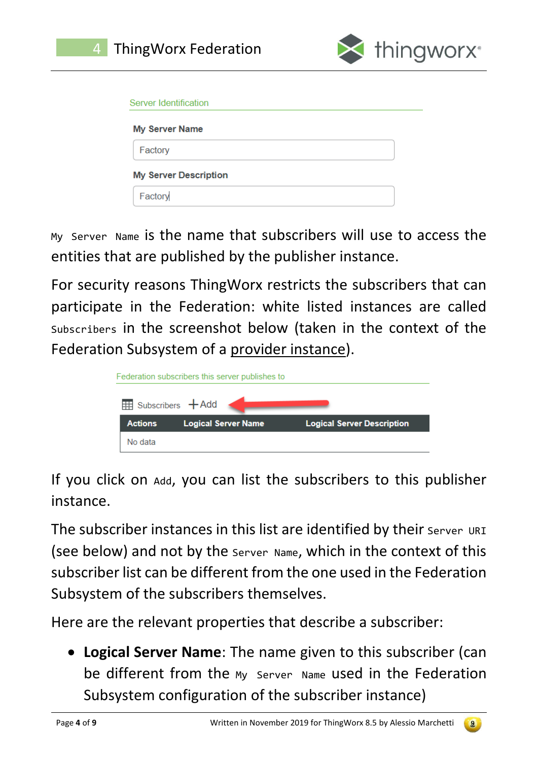Server Identification

**My Server Name**

Factory

**My Server Description**

Factory

`My Server Name` is the name that subscribers will use to access the entities that are published by the publisher instance.

For security reasons ThingWorx restricts the subscribers that can participate in the Federation: white listed instances are called `Subscribers` in the screenshot below (taken in the context of the Federation Subsystem of a provider instance).

Federation subscribers this server publishes to

Subscribers +Add

| Actions | Logical Server Name | Logical Server Description |
| --- | --- | --- |
| No data | | |

If you click on `Add`, you can list the subscribers to this publisher instance.

The subscriber instances in this list are identified by their `Server URI` (see below) and not by the `Server Name`, which in the context of this subscriber list can be different from the one used in the Federation Subsystem of the subscribers themselves.

Here are the relevant properties that describe a subscriber:

- **Logical Server Name**: The name given to this subscriber (can be different from the `My Server Name` used in the Federation Subsystem configuration of the subscriber instance)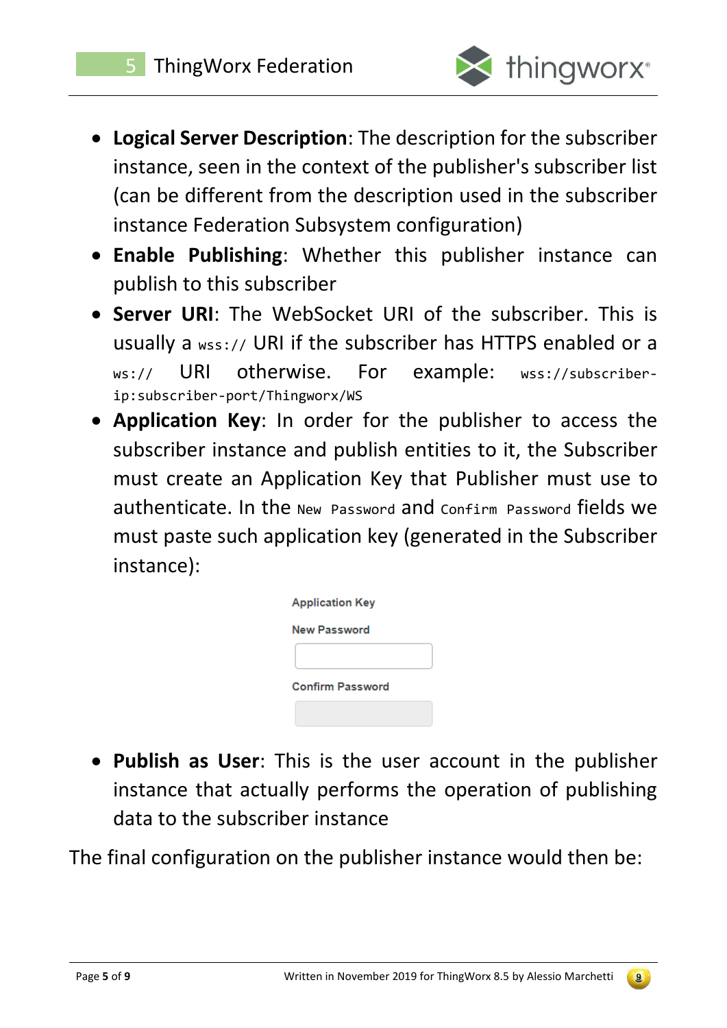- **Logical Server Description**: The description for the subscriber instance, seen in the context of the publisher's subscriber list (can be different from the description used in the subscriber instance Federation Subsystem configuration)
- **Enable Publishing**: Whether this publisher instance can publish to this subscriber
- **Server URI**: The WebSocket URI of the subscriber. This is usually a `wss://` URI if the subscriber has HTTPS enabled or a `ws://` URI otherwise. For example: `wss://subscriber-ip:subscriber-port/Thingworx/WS`
- **Application Key**: In order for the publisher to access the subscriber instance and publish entities to it, the Subscriber must create an Application Key that Publisher must use to authenticate. In the `New Password` and `Confirm Password` fields we must paste such application key (generated in the Subscriber instance):

Application Key

New Password

Confirm Password

- **Publish as User**: This is the user account in the publisher instance that actually performs the operation of publishing data to the subscriber instance

The final configuration on the publisher instance would then be: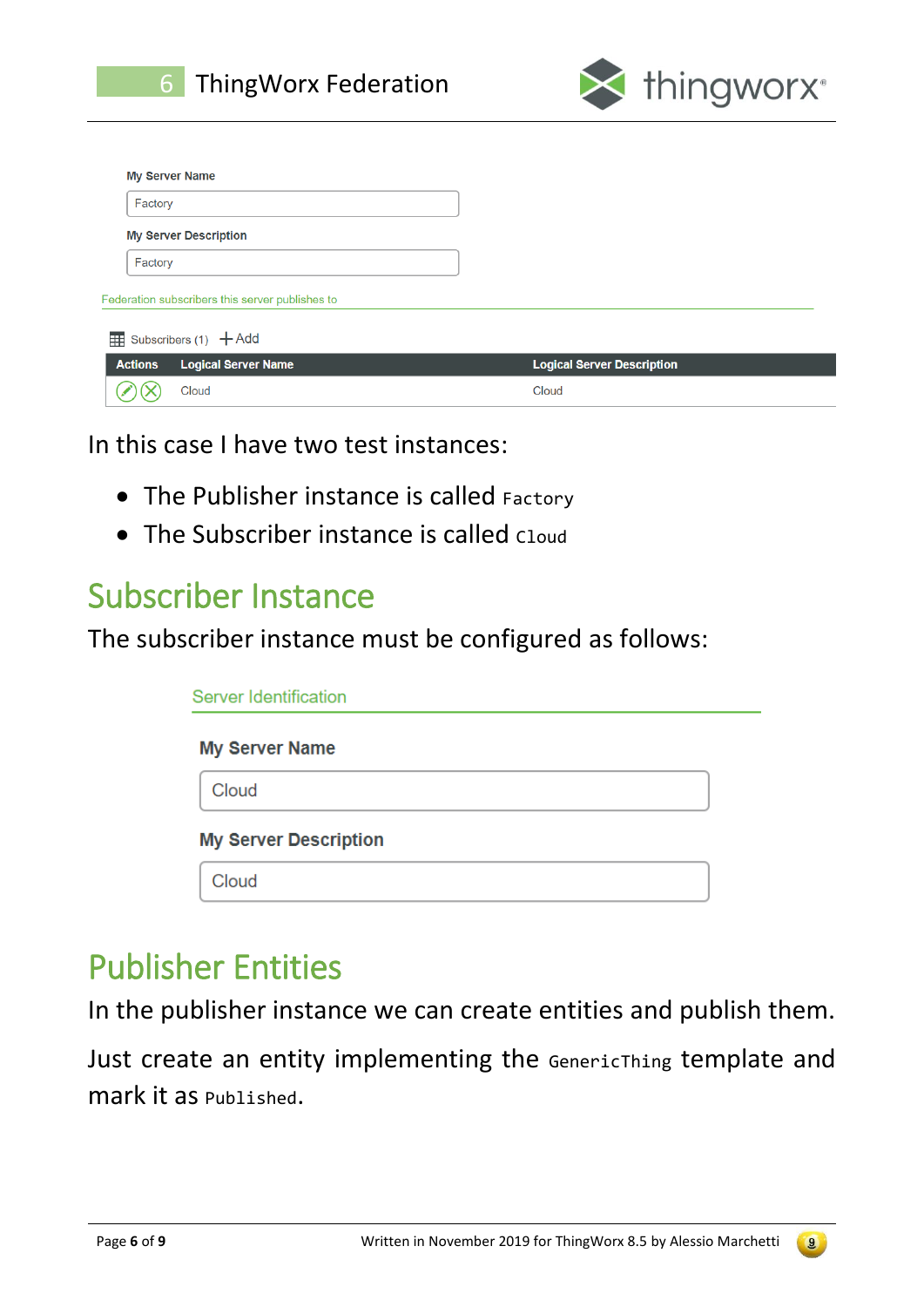My Server Name

Factory

My Server Description

Factory

Federation subscribers this server publishes to

Subscribers (1) + Add

| Actions | Logical Server Name | Logical Server Description |
|---|---|---|
| | Cloud | Cloud |

In this case I have two test instances:

- The Publisher instance is called `Factory`
- The Subscriber instance is called `Cloud`

# Subscriber Instance

The subscriber instance must be configured as follows:

Server Identification

My Server Name

Cloud

My Server Description

Cloud

# Publisher Entities

In the publisher instance we can create entities and publish them.

Just create an entity implementing the `GenericThing` template and mark it as `Published`.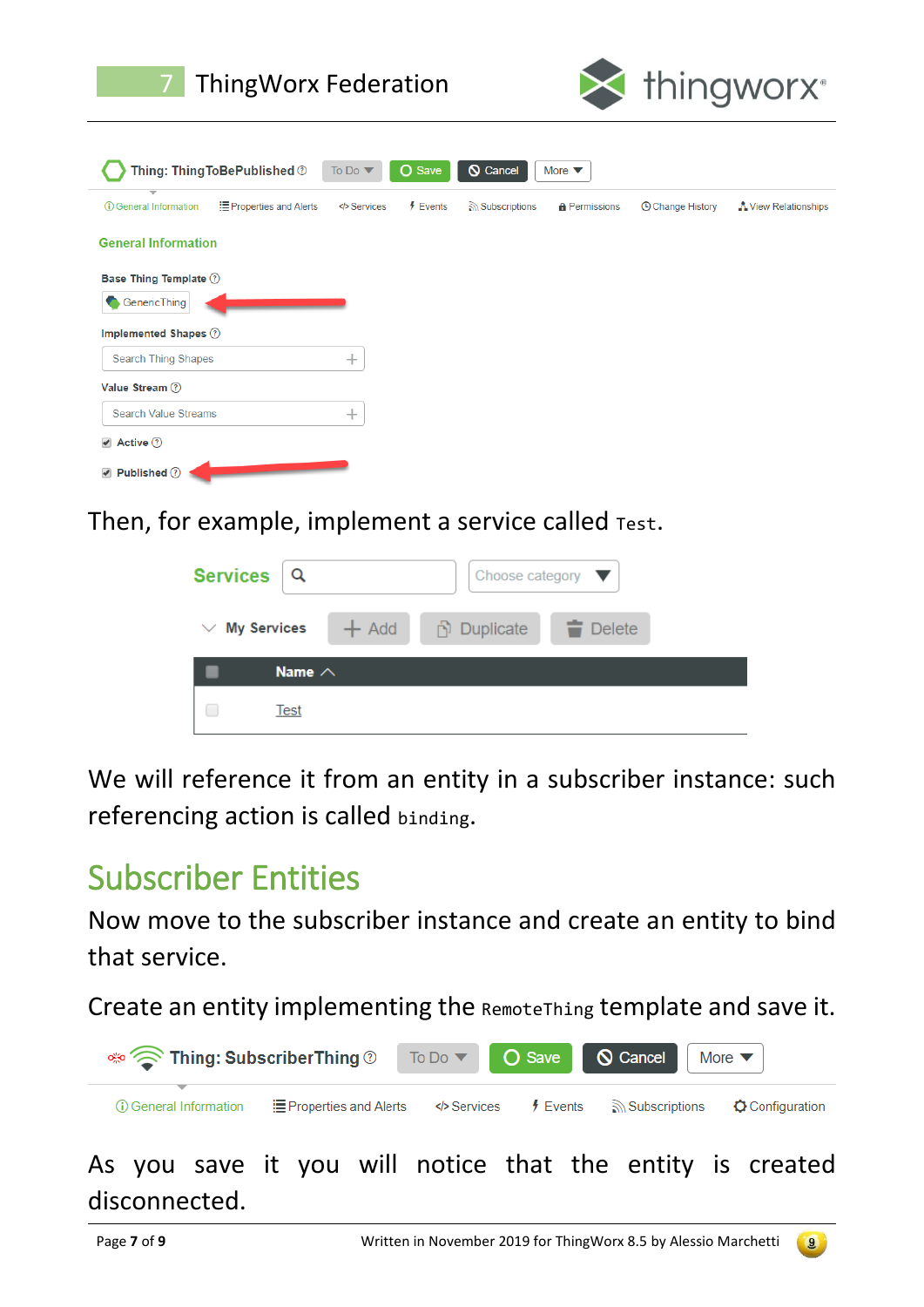Then, for example, implement a service called `Test`.

We will reference it from an entity in a subscriber instance: such referencing action is called `binding`.

## Subscriber Entities

Now move to the subscriber instance and create an entity to bind that service.

Create an entity implementing the `RemoteThing` template and save it.

As you save it you will notice that the entity is created disconnected.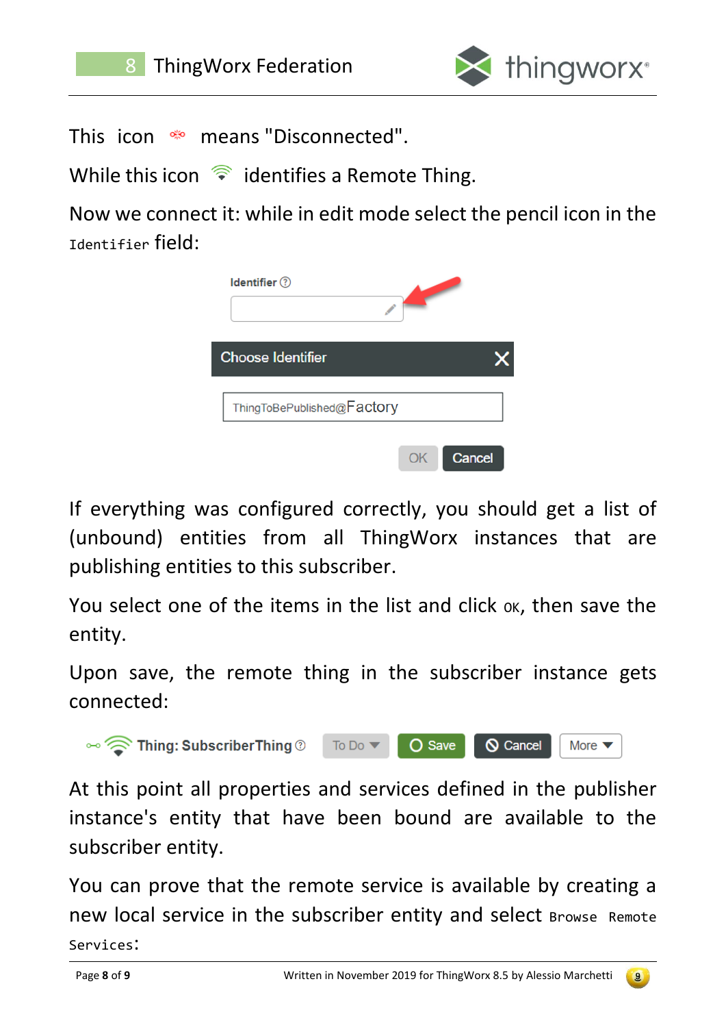This icon means "Disconnected".

While this icon identifies a Remote Thing.

Now we connect it: while in edit mode select the pencil icon in the `Identifier` field:

Identifier

Choose Identifier

ThingToBePublished@Factory

OK Cancel

If everything was configured correctly, you should get a list of (unbound) entities from all ThingWorx instances that are publishing entities to this subscriber.

You select one of the items in the list and click `OK`, then save the entity.

Upon save, the remote thing in the subscriber instance gets connected:

Thing: SubscriberThing To Do Save Cancel More

At this point all properties and services defined in the publisher instance's entity that have been bound are available to the subscriber entity.

You can prove that the remote service is available by creating a new local service in the subscriber entity and select `Browse Remote Services`: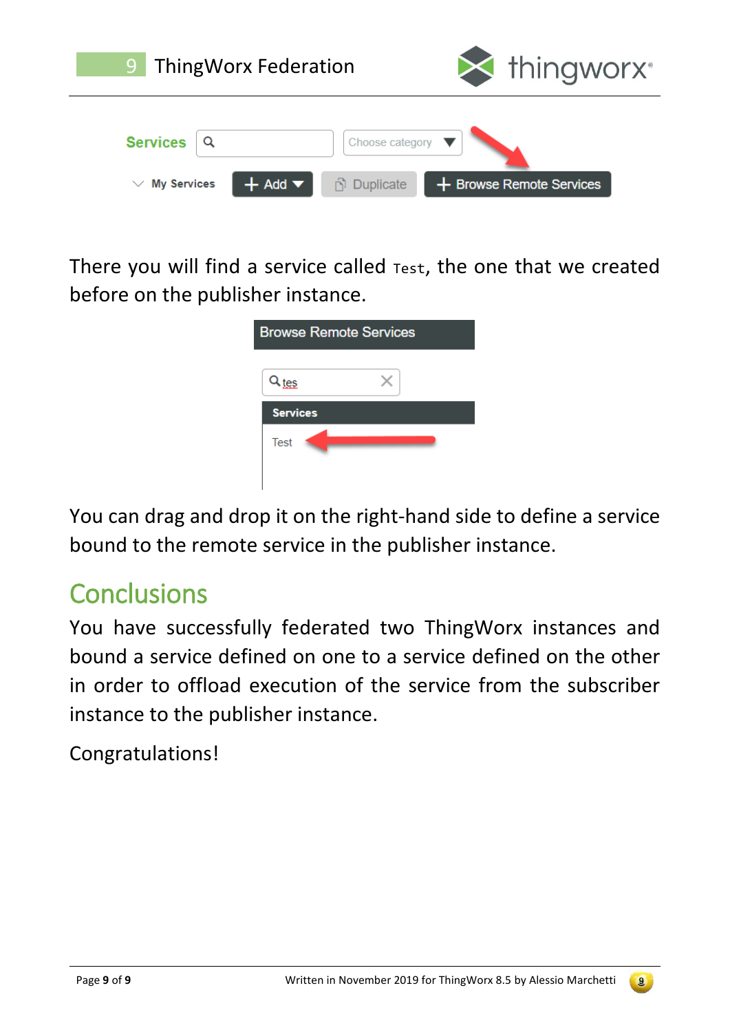There you will find a service called `Test`, the one that we created before on the publisher instance.

You can drag and drop it on the right-hand side to define a service bound to the remote service in the publisher instance.

## Conclusions

You have successfully federated two ThingWorx instances and bound a service defined on one to a service defined on the other in order to offload execution of the service from the subscriber instance to the publisher instance.

Congratulations!